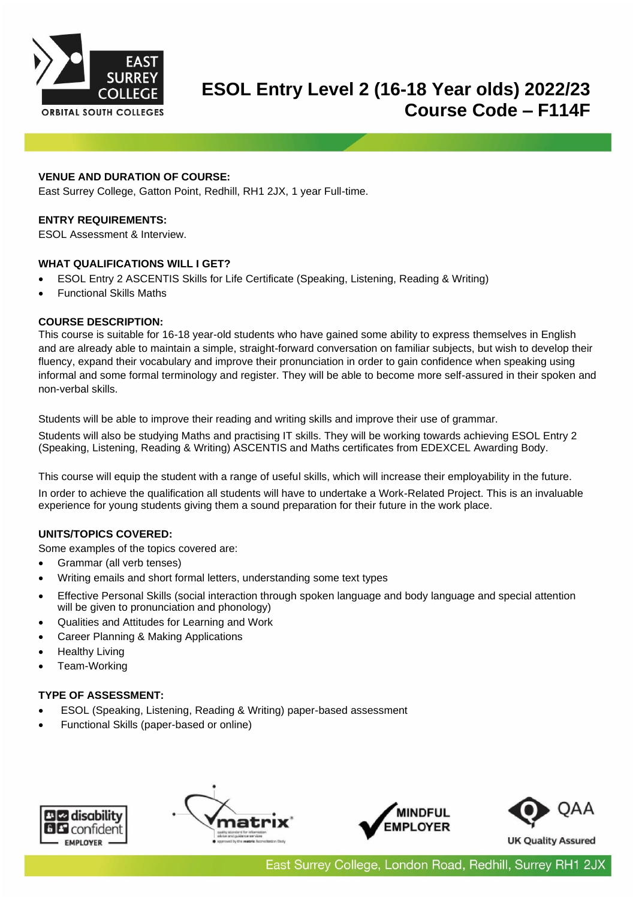# ESOL Entry Level 2 (16-18 Year olds) 2022/23
# Course Code – F114F

**VENUE AND DURATION OF COURSE:**
East Surrey College, Gatton Point, Redhill, RH1 2JX, 1 year Full-time.

**ENTRY REQUIREMENTS:**
ESOL Assessment & Interview.

**WHAT QUALIFICATIONS WILL I GET?**

- ESOL Entry 2 ASCENTIS Skills for Life Certificate (Speaking, Listening, Reading & Writing)
- Functional Skills Maths

**COURSE DESCRIPTION:**
This course is suitable for 16-18 year-old students who have gained some ability to express themselves in English and are already able to maintain a simple, straight-forward conversation on familiar subjects, but wish to develop their fluency, expand their vocabulary and improve their pronunciation in order to gain confidence when speaking using informal and some formal terminology and register. They will be able to become more self-assured in their spoken and non-verbal skills.

Students will be able to improve their reading and writing skills and improve their use of grammar.

Students will also be studying Maths and practising IT skills. They will be working towards achieving ESOL Entry 2 (Speaking, Listening, Reading & Writing) ASCENTIS and Maths certificates from EDEXCEL Awarding Body.

This course will equip the student with a range of useful skills, which will increase their employability in the future.

In order to achieve the qualification all students will have to undertake a Work-Related Project. This is an invaluable experience for young students giving them a sound preparation for their future in the work place.

**UNITS/TOPICS COVERED:**
Some examples of the topics covered are:

- Grammar (all verb tenses)
- Writing emails and short formal letters, understanding some text types
- Effective Personal Skills (social interaction through spoken language and body language and special attention will be given to pronunciation and phonology)
- Qualities and Attitudes for Learning and Work
- Career Planning & Making Applications
- Healthy Living
- Team-Working

**TYPE OF ASSESSMENT:**

- ESOL (Speaking, Listening, Reading & Writing) paper-based assessment
- Functional Skills (paper-based or online)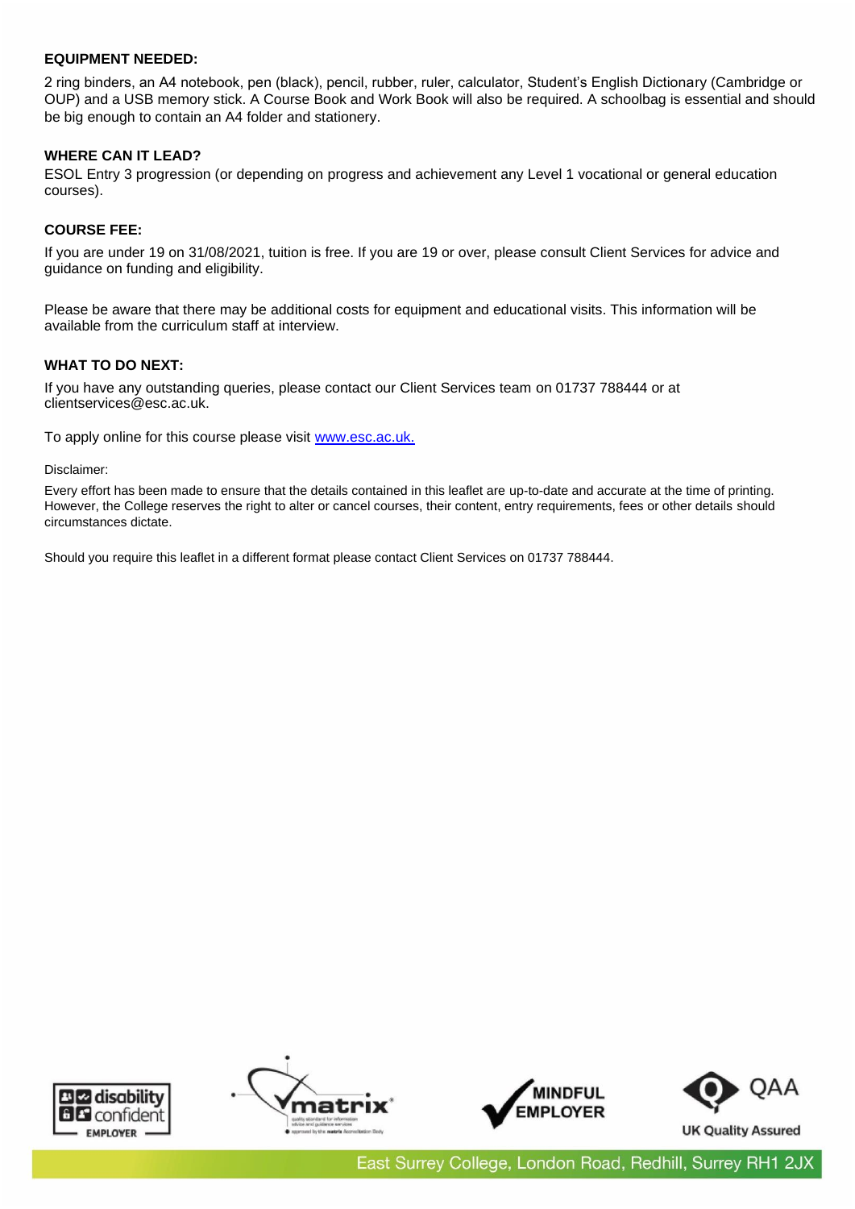**EQUIPMENT NEEDED:**

2 ring binders, an A4 notebook, pen (black), pencil, rubber, ruler, calculator, Student's English Dictionary (Cambridge or OUP) and a USB memory stick. A Course Book and Work Book will also be required. A schoolbag is essential and should be big enough to contain an A4 folder and stationery.

**WHERE CAN IT LEAD?**

ESOL Entry 3 progression (or depending on progress and achievement any Level 1 vocational or general education courses).

**COURSE FEE:**

If you are under 19 on 31/08/2021, tuition is free. If you are 19 or over, please consult Client Services for advice and guidance on funding and eligibility.

Please be aware that there may be additional costs for equipment and educational visits. This information will be available from the curriculum staff at interview.

**WHAT TO DO NEXT:**

If you have any outstanding queries, please contact our Client Services team on 01737 788444 or at clientservices@esc.ac.uk.

To apply online for this course please visit [www.esc.ac.uk.](http://www.esc.ac.uk)

Disclaimer:

Every effort has been made to ensure that the details contained in this leaflet are up-to-date and accurate at the time of printing. However, the College reserves the right to alter or cancel courses, their content, entry requirements, fees or other details should circumstances dictate.

Should you require this leaflet in a different format please contact Client Services on 01737 788444.

disability confident EMPLOYER

matrix

MINDFUL EMPLOYER

QAA UK Quality Assured

East Surrey College, London Road, Redhill, Surrey RH1 2JX